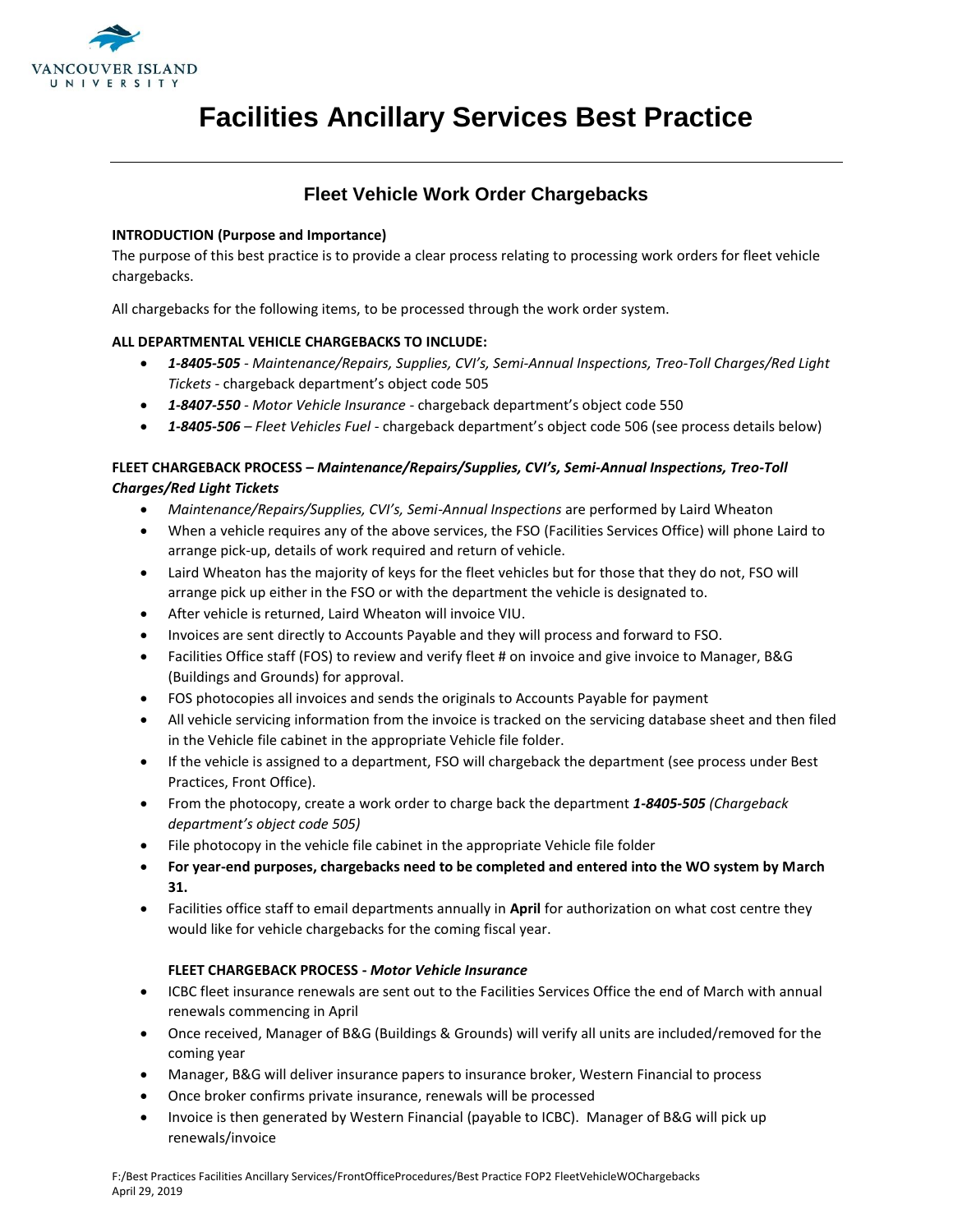# Facilities Ancillary Services Best Practice

## Fleet Vehicle Work Order Chargebacks

**INTRODUCTION (Purpose and Importance)**

The purpose of this best practice is to provide a clear process relating to processing work orders for fleet vehicle chargebacks.

All chargebacks for the following items, to be processed through the work order system.

**ALL DEPARTMENTAL VEHICLE CHARGEBACKS TO INCLUDE:**

- ***1-8405-505*** - *Maintenance/Repairs, Supplies, CVI's, Semi-Annual Inspections, Treo-Toll Charges/Red Light Tickets* - chargeback department's object code 505
- ***1-8407-550*** - *Motor Vehicle Insurance* - chargeback department's object code 550
- ***1-8405-506*** – *Fleet Vehicles Fuel* - chargeback department's object code 506 (see process details below)

**FLEET CHARGEBACK PROCESS – *Maintenance/Repairs/Supplies, CVI's, Semi-Annual Inspections, Treo-Toll Charges/Red Light Tickets***

- *Maintenance/Repairs/Supplies, CVI's, Semi-Annual Inspections* are performed by Laird Wheaton
- When a vehicle requires any of the above services, the FSO (Facilities Services Office) will phone Laird to arrange pick-up, details of work required and return of vehicle.
- Laird Wheaton has the majority of keys for the fleet vehicles but for those that they do not, FSO will arrange pick up either in the FSO or with the department the vehicle is designated to.
- After vehicle is returned, Laird Wheaton will invoice VIU.
- Invoices are sent directly to Accounts Payable and they will process and forward to FSO.
- Facilities Office staff (FOS) to review and verify fleet # on invoice and give invoice to Manager, B&G (Buildings and Grounds) for approval.
- FOS photocopies all invoices and sends the originals to Accounts Payable for payment
- All vehicle servicing information from the invoice is tracked on the servicing database sheet and then filed in the Vehicle file cabinet in the appropriate Vehicle file folder.
- If the vehicle is assigned to a department, FSO will chargeback the department (see process under Best Practices, Front Office).
- From the photocopy, create a work order to charge back the department ***1-8405-505*** *(Chargeback department's object code 505)*
- File photocopy in the vehicle file cabinet in the appropriate Vehicle file folder
- **For year-end purposes, chargebacks need to be completed and entered into the WO system by March 31.**
- Facilities office staff to email departments annually in **April** for authorization on what cost centre they would like for vehicle chargebacks for the coming fiscal year.

**FLEET CHARGEBACK PROCESS - *Motor Vehicle Insurance***

- ICBC fleet insurance renewals are sent out to the Facilities Services Office the end of March with annual renewals commencing in April
- Once received, Manager of B&G (Buildings & Grounds) will verify all units are included/removed for the coming year
- Manager, B&G will deliver insurance papers to insurance broker, Western Financial to process
- Once broker confirms private insurance, renewals will be processed
- Invoice is then generated by Western Financial (payable to ICBC). Manager of B&G will pick up renewals/invoice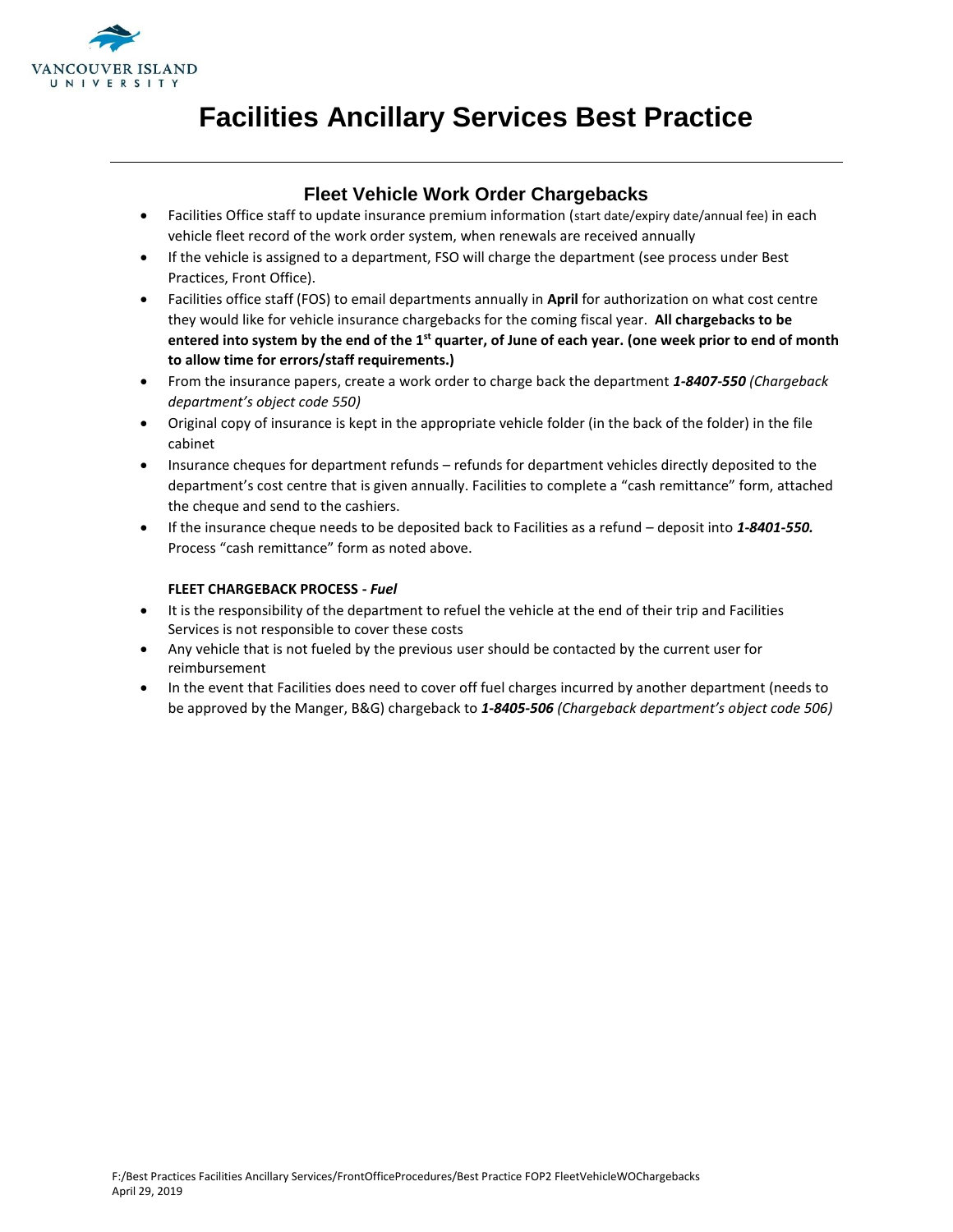# Facilities Ancillary Services Best Practice

## Fleet Vehicle Work Order Chargebacks

- Facilities Office staff to update insurance premium information (start date/expiry date/annual fee) in each vehicle fleet record of the work order system, when renewals are received annually
- If the vehicle is assigned to a department, FSO will charge the department (see process under Best Practices, Front Office).
- Facilities office staff (FOS) to email departments annually in **April** for authorization on what cost centre they would like for vehicle insurance chargebacks for the coming fiscal year. **All chargebacks to be entered into system by the end of the 1st quarter, of June of each year. (one week prior to end of month to allow time for errors/staff requirements.)**
- From the insurance papers, create a work order to charge back the department ***1-8407-550*** *(Chargeback department's object code 550)*
- Original copy of insurance is kept in the appropriate vehicle folder (in the back of the folder) in the file cabinet
- Insurance cheques for department refunds – refunds for department vehicles directly deposited to the department's cost centre that is given annually. Facilities to complete a "cash remittance" form, attached the cheque and send to the cashiers.
- If the insurance cheque needs to be deposited back to Facilities as a refund – deposit into ***1-8401-550.*** Process "cash remittance" form as noted above.

**FLEET CHARGEBACK PROCESS -** ***Fuel***

- It is the responsibility of the department to refuel the vehicle at the end of their trip and Facilities Services is not responsible to cover these costs
- Any vehicle that is not fueled by the previous user should be contacted by the current user for reimbursement
- In the event that Facilities does need to cover off fuel charges incurred by another department (needs to be approved by the Manger, B&G) chargeback to ***1-8405-506*** *(Chargeback department's object code 506)*

F:/Best Practices Facilities Ancillary Services/FrontOfficeProcedures/Best Practice FOP2 FleetVehicleWOChargebacks
April 29, 2019